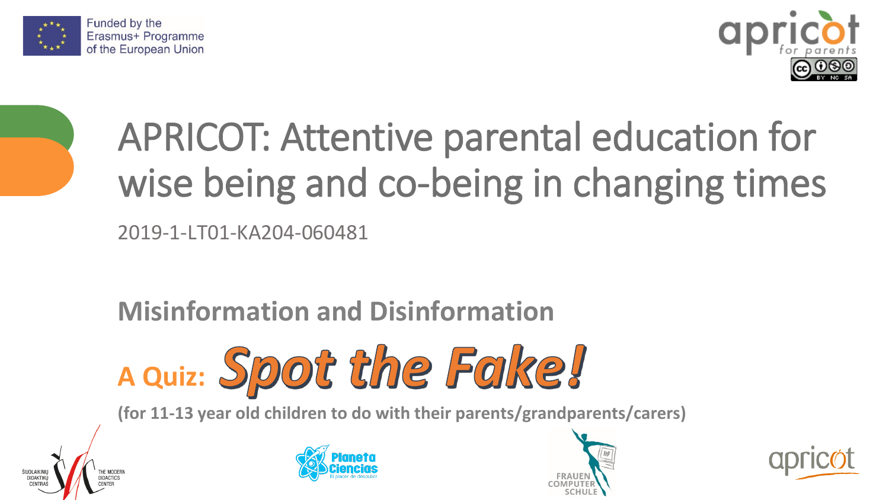Funded by the Erasmus+ Programme of the European Union

# APRICOT: Attentive parental education for wise being and co-being in changing times

2019-1-LT01-KA204-060481

## Misinformation and Disinformation

## A Quiz: *Spot the Fake!*

**(for 11-13 year old children to do with their parents/grandparents/carers)**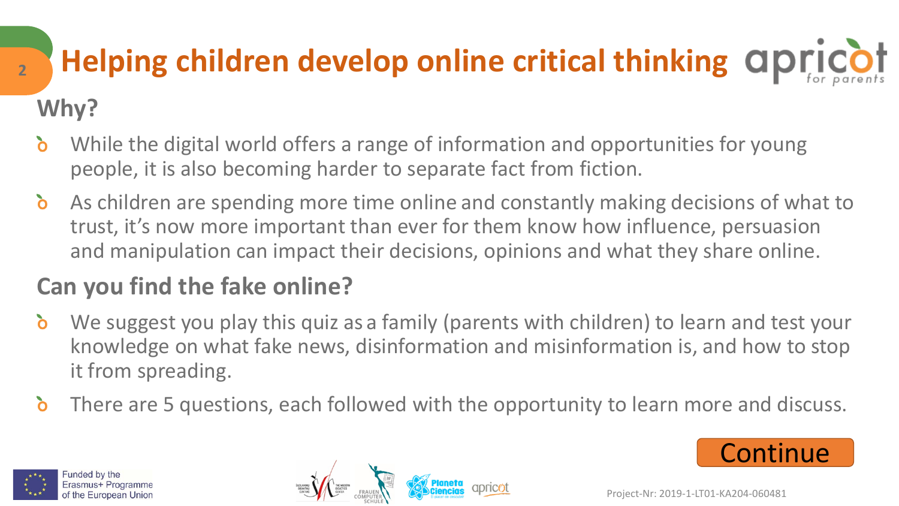# Helping children develop online critical thinking

## Why?

- While the digital world offers a range of information and opportunities for young people, it is also becoming harder to separate fact from fiction.
- As children are spending more time online and constantly making decisions of what to trust, it's now more important than ever for them know how influence, persuasion and manipulation can impact their decisions, opinions and what they share online.

## Can you find the fake online?

- We suggest you play this quiz as a family (parents with children) to learn and test your knowledge on what fake news, disinformation and misinformation is, and how to stop it from spreading.
- There are 5 questions, each followed with the opportunity to learn more and discuss.

Continue

Funded by the Erasmus+ Programme of the European Union

Project-Nr: 2019-1-LT01-KA204-060481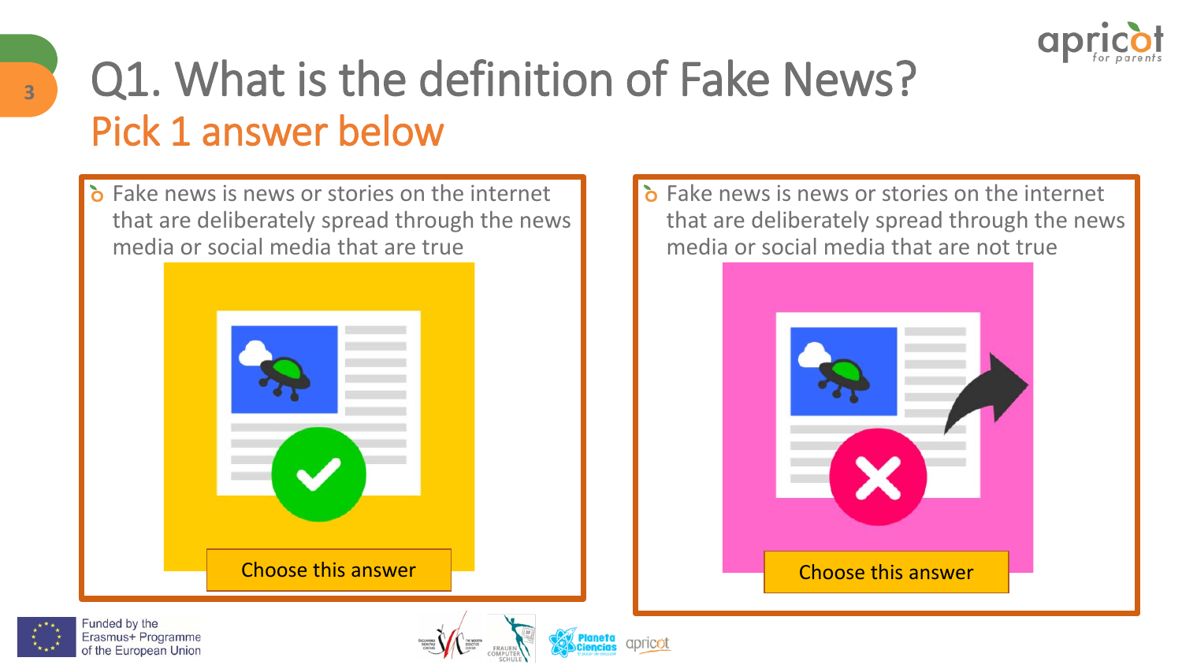# Q1. What is the definition of Fake News?

## Pick 1 answer below

- Fake news is news or stories on the internet that are deliberately spread through the news media or social media that are true

Choose this answer

- Fake news is news or stories on the internet that are deliberately spread through the news media or social media that are not true

Choose this answer

Funded by the Erasmus+ Programme of the European Union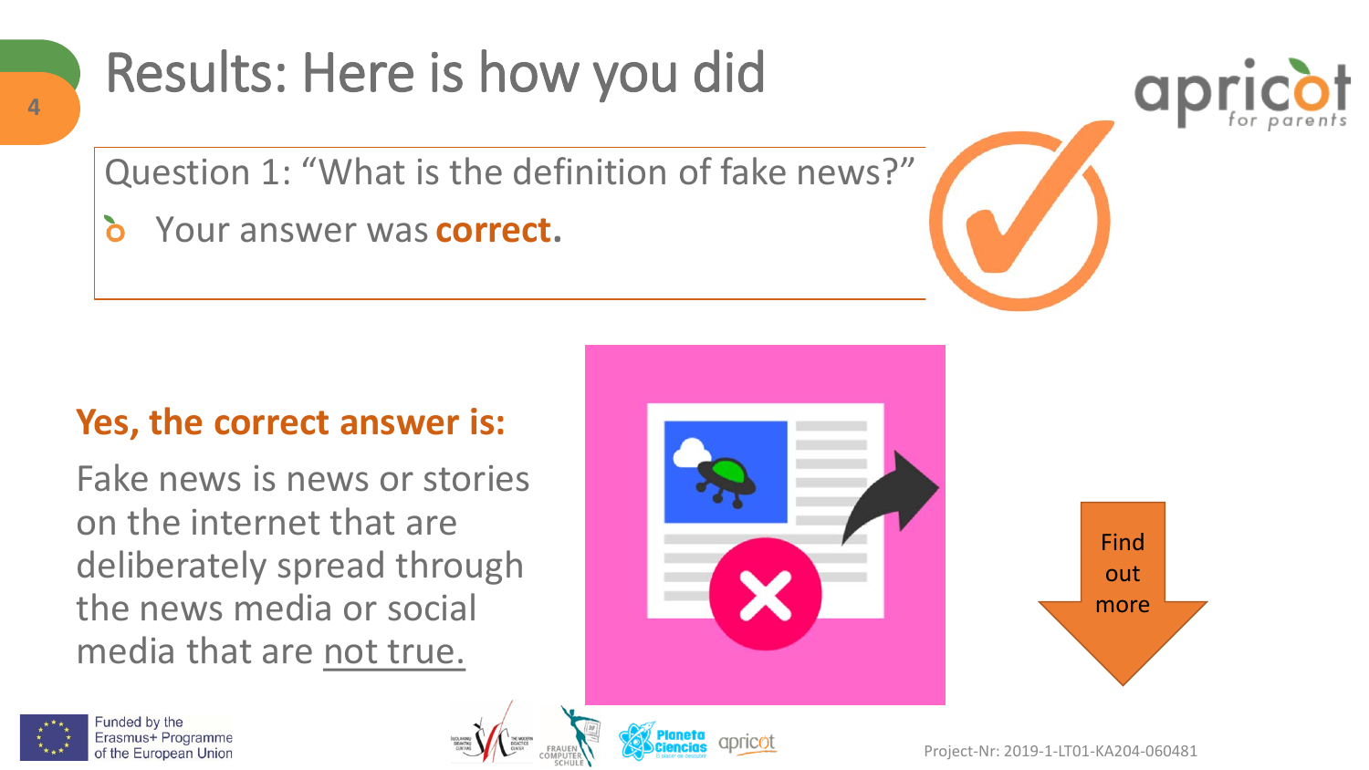# Results: Here is how you did

Question 1: "What is the definition of fake news?"

- Your answer was **correct.**

**Yes, the correct answer is:**

Fake news is news or stories on the internet that are deliberately spread through the news media or social media that are not true.

Find out more

Funded by the Erasmus+ Programme of the European Union

Project-Nr: 2019-1-LT01-KA204-060481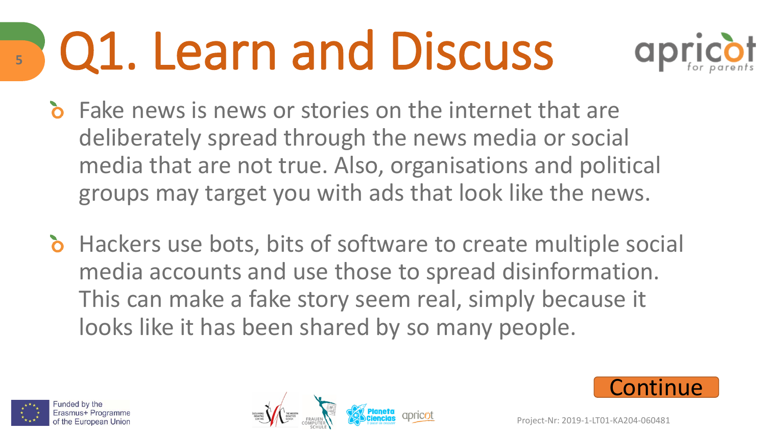# Q1. Learn and Discuss

- Fake news is news or stories on the internet that are deliberately spread through the news media or social media that are not true. Also, organisations and political groups may target you with ads that look like the news.

- Hackers use bots, bits of software to create multiple social media accounts and use those to spread disinformation. This can make a fake story seem real, simply because it looks like it has been shared by so many people.

Continue

Funded by the Erasmus+ Programme of the European Union

Project-Nr: 2019-1-LT01-KA204-060481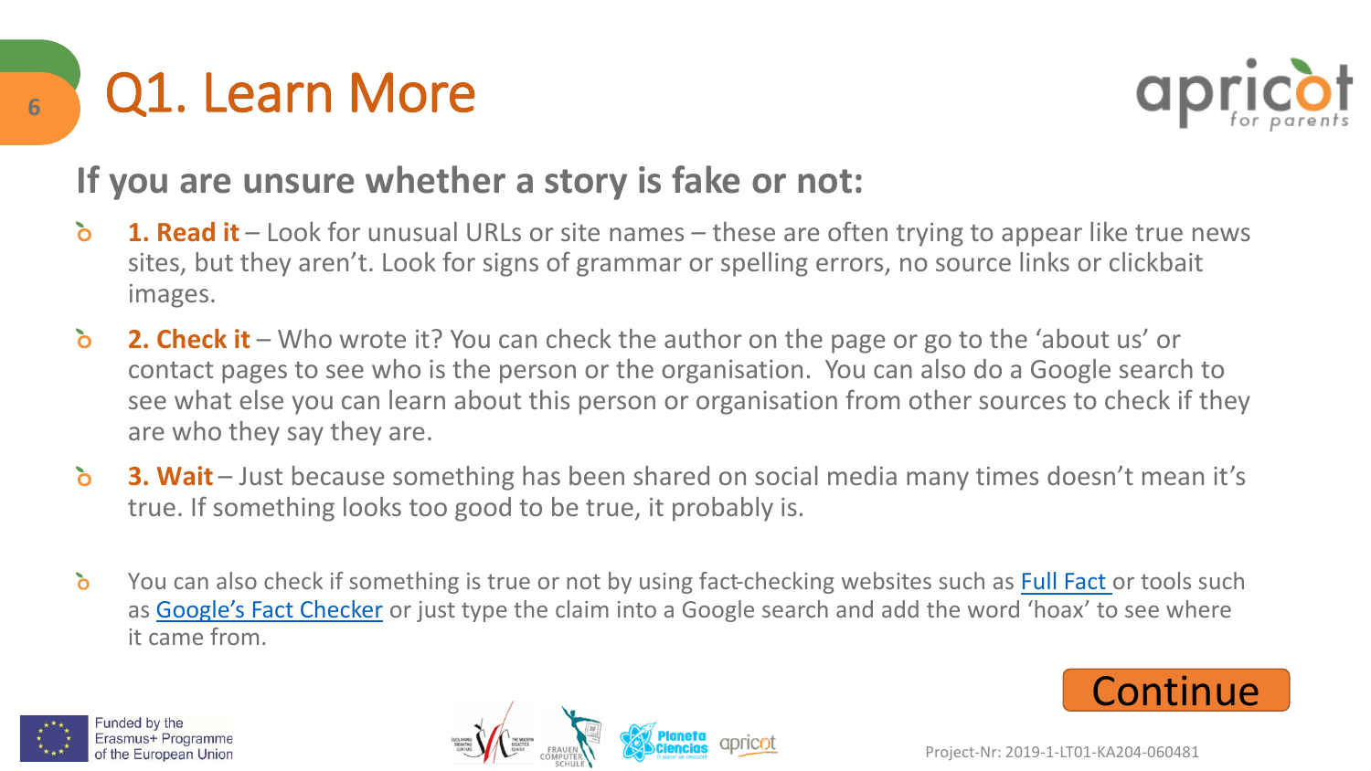# Q1. Learn More

## If you are unsure whether a story is fake or not:

- **1. Read it** – Look for unusual URLs or site names – these are often trying to appear like true news sites, but they aren't. Look for signs of grammar or spelling errors, no source links or clickbait images.
- **2. Check it** – Who wrote it? You can check the author on the page or go to the 'about us' or contact pages to see who is the person or the organisation. You can also do a Google search to see what else you can learn about this person or organisation from other sources to check if they are who they say they are.
- **3. Wait** – Just because something has been shared on social media many times doesn't mean it's true. If something looks too good to be true, it probably is.

- You can also check if something is true or not by using fact-checking websites such as Full Fact or tools such as Google's Fact Checker or just type the claim into a Google search and add the word 'hoax' to see where it came from.

Continue

Funded by the Erasmus+ Programme of the European Union

Project-Nr: 2019-1-LT01-KA204-060481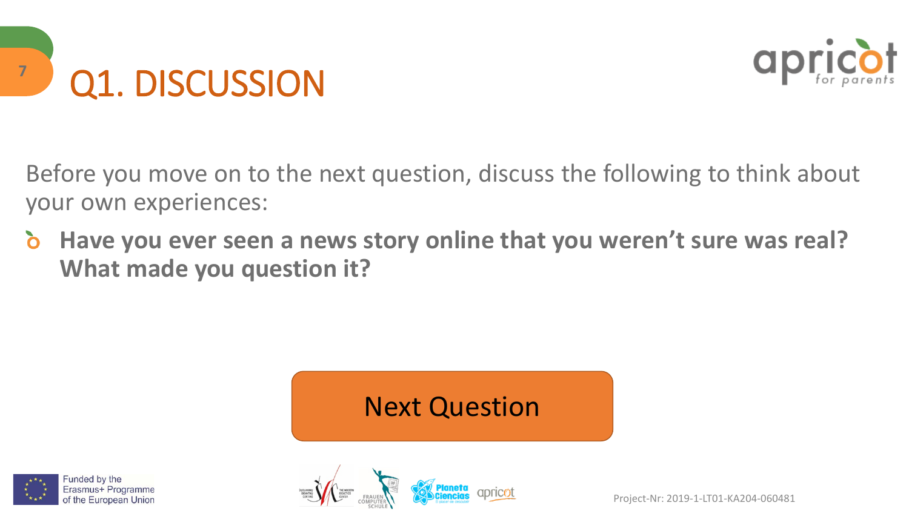# Q1. DISCUSSION

Before you move on to the next question, discuss the following to think about your own experiences:

- **Have you ever seen a news story online that you weren't sure was real? What made you question it?**

Next Question

Funded by the Erasmus+ Programme of the European Union

Project-Nr: 2019-1-LT01-KA204-060481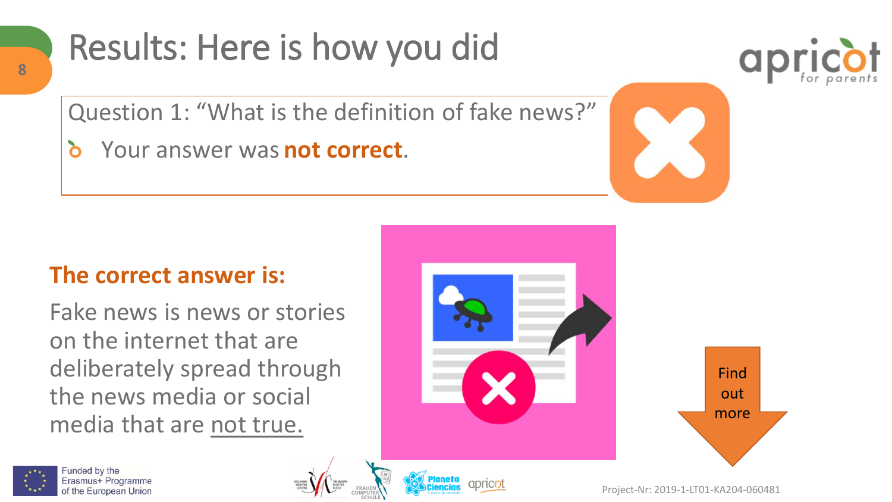# Results: Here is how you did

Question 1: “What is the definition of fake news?”

- Your answer was **not correct**.

**The correct answer is:**

Fake news is news or stories on the internet that are deliberately spread through the news media or social media that are not true.

Find out more

Funded by the Erasmus+ Programme of the European Union

Project-Nr: 2019-1-LT01-KA204-060481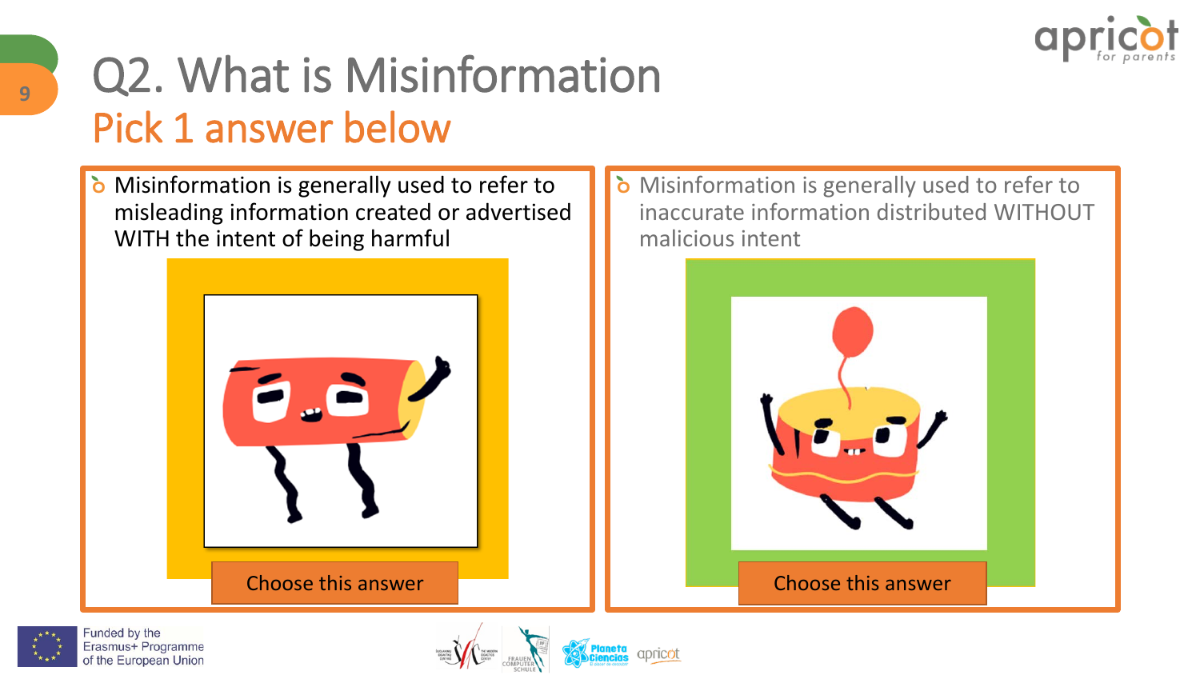# Q2. What is Misinformation

## Pick 1 answer below

- Misinformation is generally used to refer to misleading information created or advertised WITH the intent of being harmful

Choose this answer

- Misinformation is generally used to refer to inaccurate information distributed WITHOUT malicious intent

Choose this answer

Funded by the Erasmus+ Programme of the European Union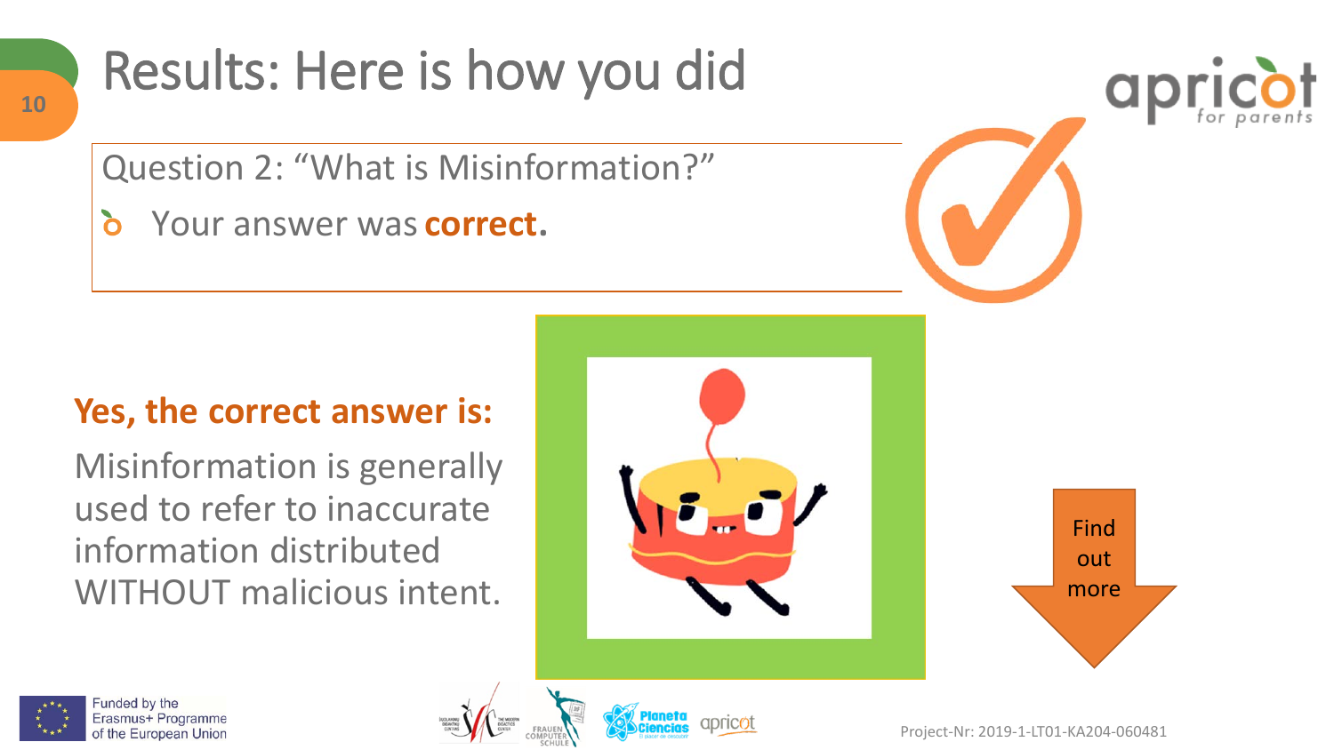# Results: Here is how you did

Question 2: "What is Misinformation?"

- Your answer was **correct.**

**Yes, the correct answer is:**

Misinformation is generally used to refer to inaccurate information distributed WITHOUT malicious intent.

Find out more

Funded by the Erasmus+ Programme of the European Union

Project-Nr: 2019-1-LT01-KA204-060481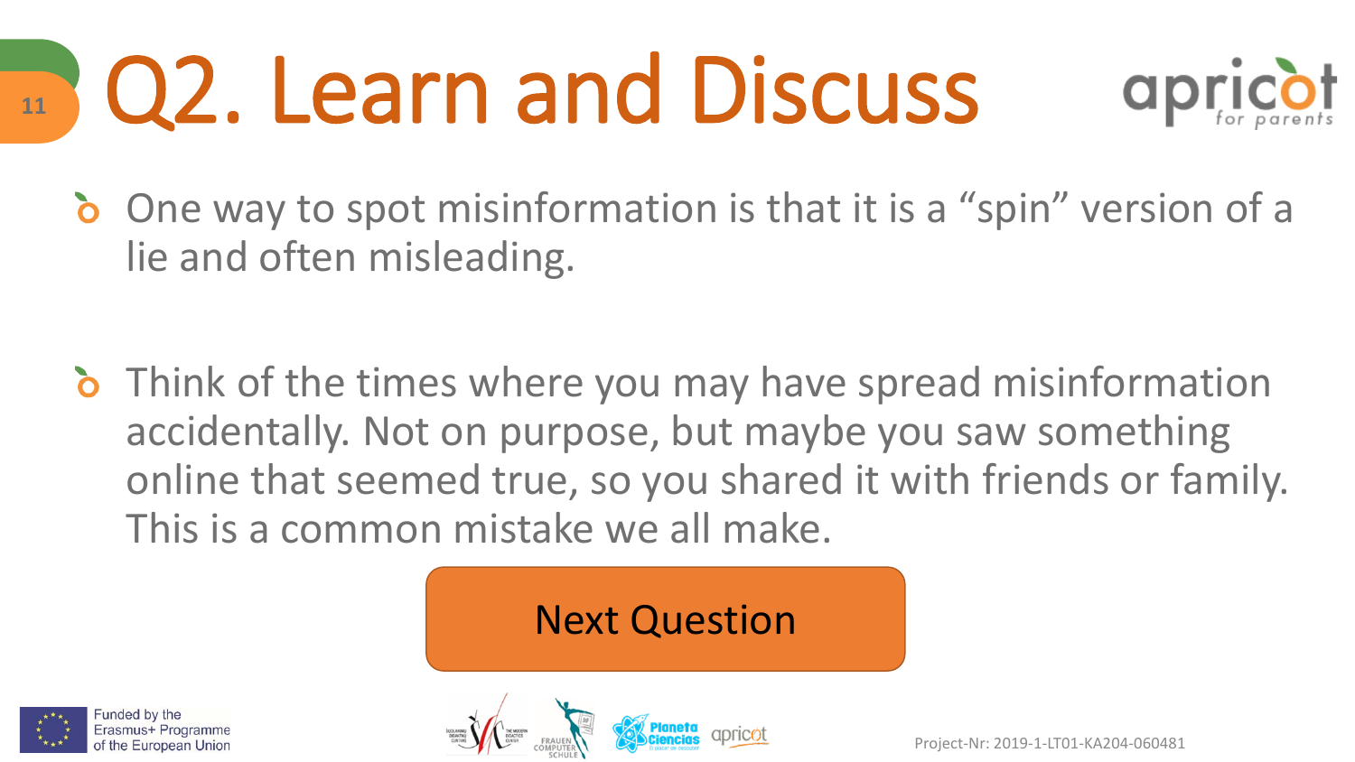# Q2. Learn and Discuss

- One way to spot misinformation is that it is a "spin" version of a lie and often misleading.

- Think of the times where you may have spread misinformation accidentally. Not on purpose, but maybe you saw something online that seemed true, so you shared it with friends or family. This is a common mistake we all make.

Next Question

Funded by the Erasmus+ Programme of the European Union

Project-Nr: 2019-1-LT01-KA204-060481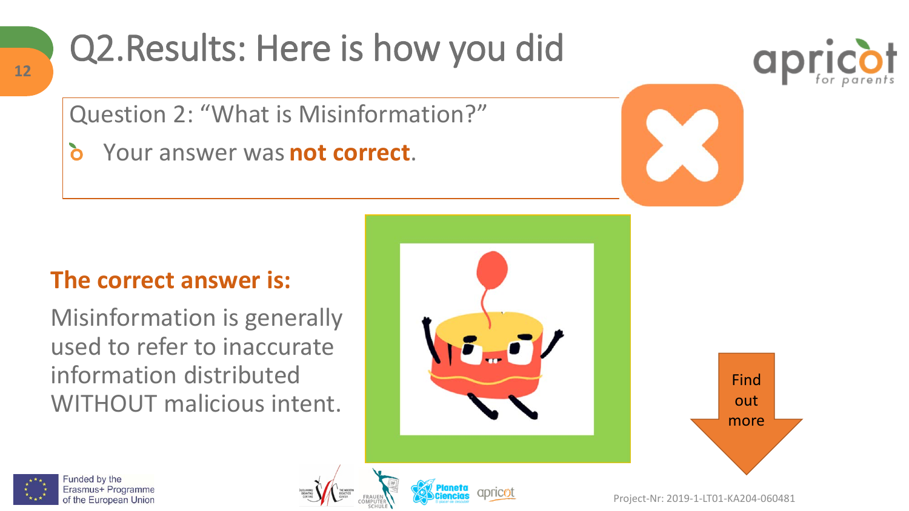# Q2.Results: Here is how you did

Question 2: “What is Misinformation?”

- Your answer was **not correct**.

**The correct answer is:**

Misinformation is generally used to refer to inaccurate information distributed WITHOUT malicious intent.

Find out more

Funded by the Erasmus+ Programme of the European Union

Project-Nr: 2019-1-LT01-KA204-060481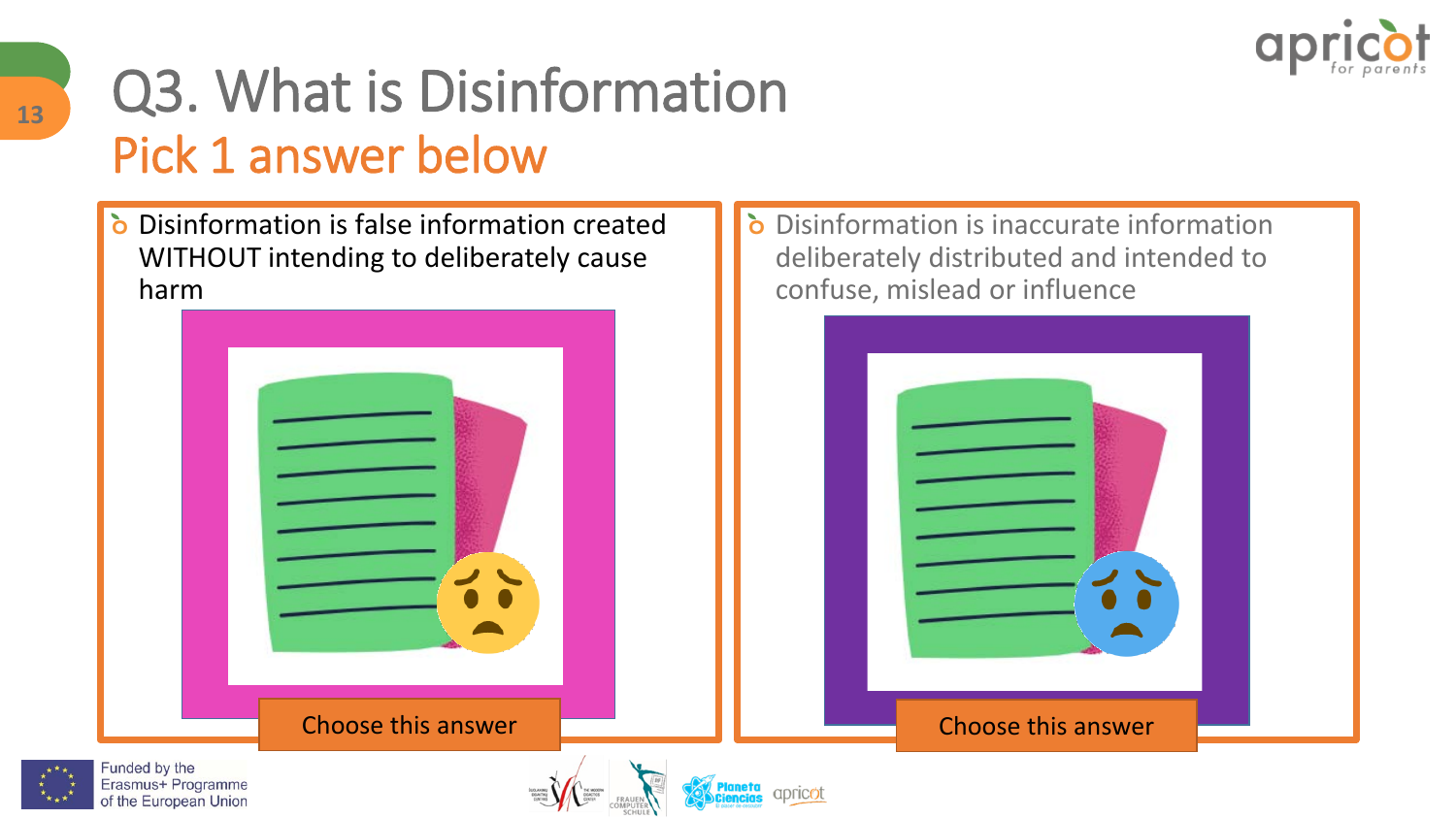# Q3. What is Disinformation

## Pick 1 answer below

- Disinformation is false information created WITHOUT intending to deliberately cause harm

Choose this answer

- Disinformation is inaccurate information deliberately distributed and intended to confuse, mislead or influence

Choose this answer

Funded by the Erasmus+ Programme of the European Union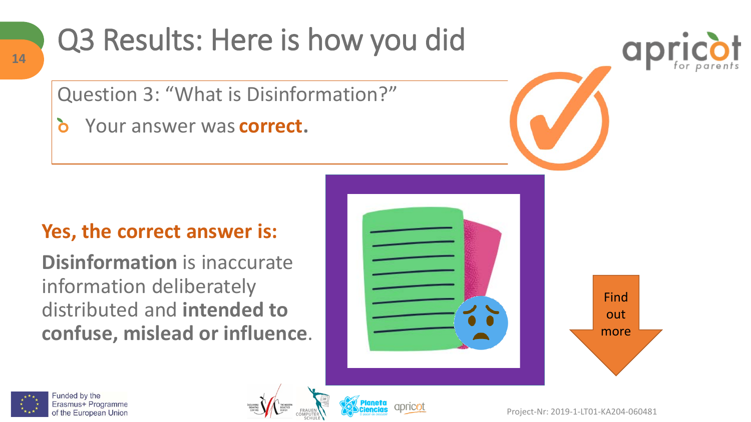# Q3 Results: Here is how you did

Question 3: "What is Disinformation?"

- Your answer was **correct.**

**Yes, the correct answer is:**

**Disinformation** is inaccurate information deliberately distributed and **intended to confuse, mislead or influence**.

Find out more

Funded by the Erasmus+ Programme of the European Union

Project-Nr: 2019-1-LT01-KA204-060481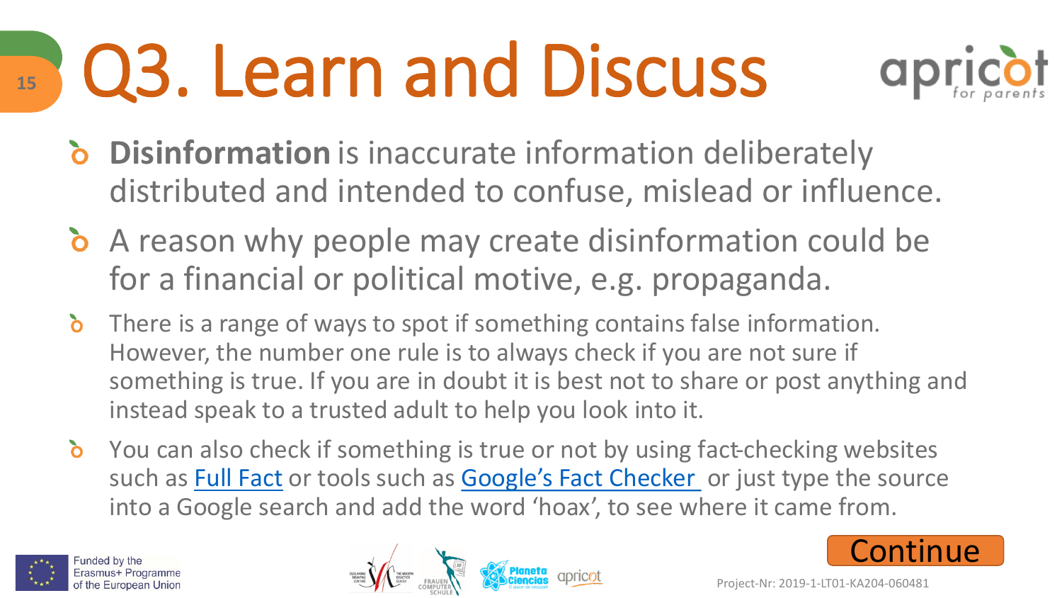# Q3. Learn and Discuss

- **Disinformation** is inaccurate information deliberately distributed and intended to confuse, mislead or influence.
- A reason why people may create disinformation could be for a financial or political motive, e.g. propaganda.
- There is a range of ways to spot if something contains false information. However, the number one rule is to always check if you are not sure if something is true. If you are in doubt it is best not to share or post anything and instead speak to a trusted adult to help you look into it.
- You can also check if something is true or not by using fact-checking websites such as Full Fact or tools such as Google's Fact Checker or just type the source into a Google search and add the word 'hoax', to see where it came from.

Continue

Funded by the Erasmus+ Programme of the European Union

Project-Nr: 2019-1-LT01-KA204-060481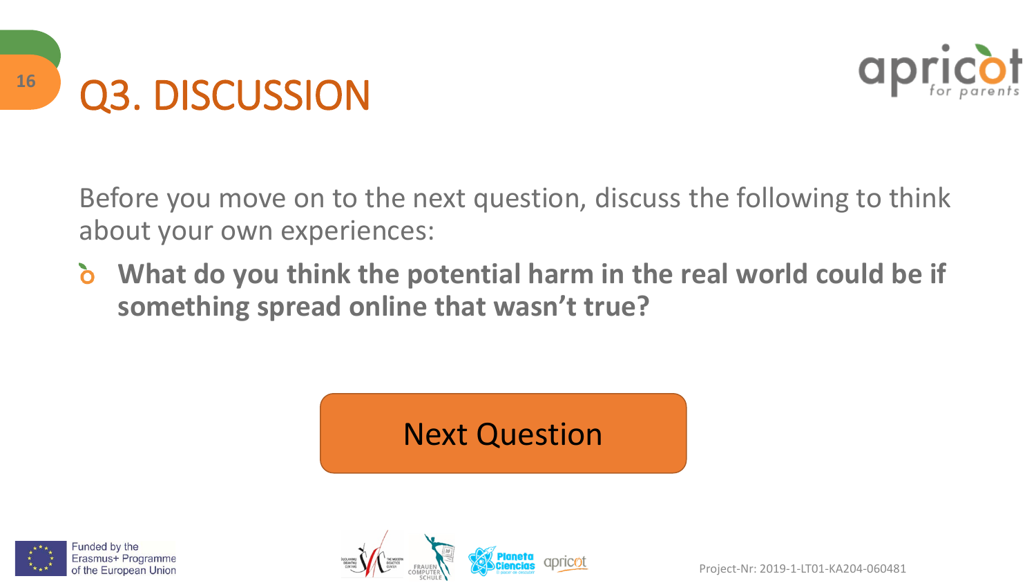# Q3. DISCUSSION

Before you move on to the next question, discuss the following to think about your own experiences:

- **What do you think the potential harm in the real world could be if something spread online that wasn't true?**

Next Question

Funded by the Erasmus+ Programme of the European Union

Project-Nr: 2019-1-LT01-KA204-060481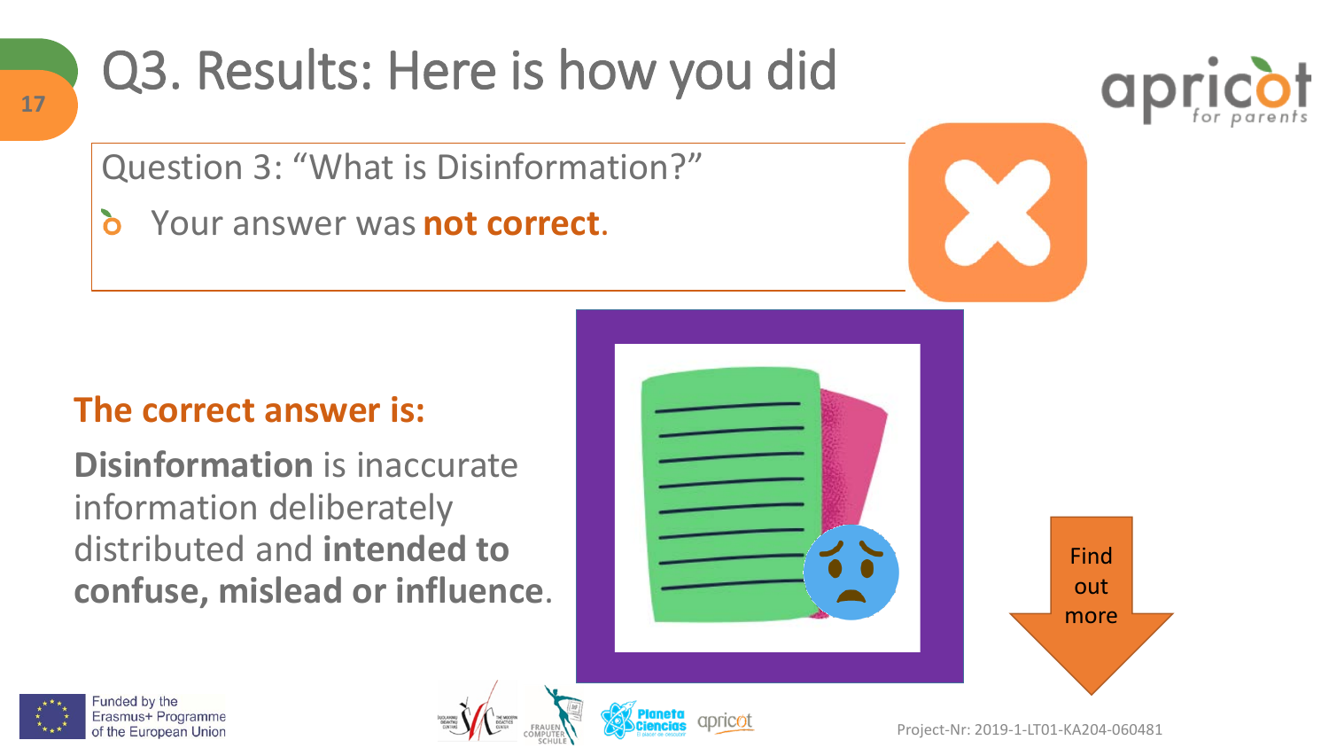# Q3. Results: Here is how you did

Question 3: “What is Disinformation?”

- Your answer was **not correct**.

**The correct answer is:**

**Disinformation** is inaccurate information deliberately distributed and **intended to confuse, mislead or influence**.

Find out more

Funded by the Erasmus+ Programme of the European Union

Project-Nr: 2019-1-LT01-KA204-060481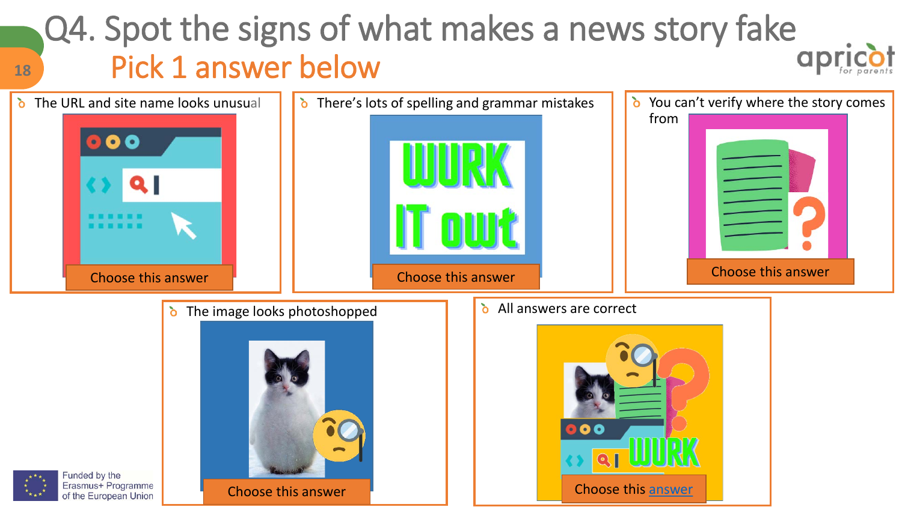# Q4. Spot the signs of what makes a news story fake

## Pick 1 answer below

- The URL and site name looks unusual

Choose this answer

- There's lots of spelling and grammar mistakes

WURK IT owt

Choose this answer

- You can't verify where the story comes from

Choose this answer

- The image looks photoshopped

Choose this answer

- All answers are correct

WURK

Choose this answer

Funded by the Erasmus+ Programme of the European Union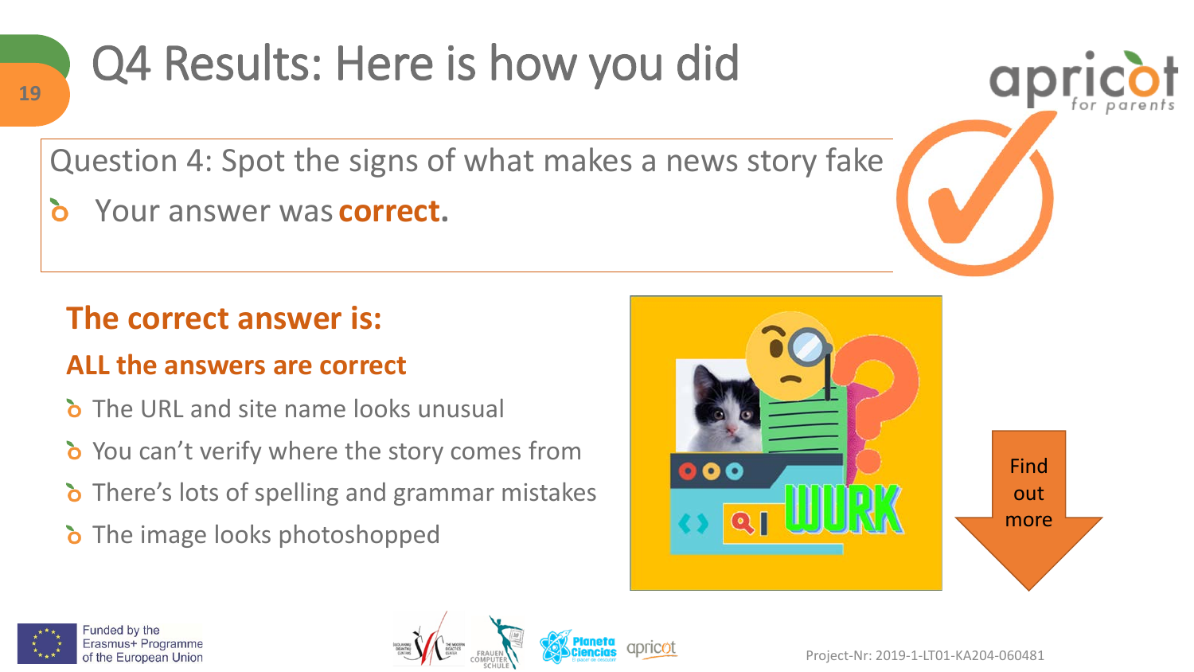# Q4 Results: Here is how you did

Question 4: Spot the signs of what makes a news story fake

- Your answer was **correct**.

## The correct answer is:

### ALL the answers are correct

- The URL and site name looks unusual
- You can't verify where the story comes from
- There's lots of spelling and grammar mistakes
- The image looks photoshopped

Find out more

Funded by the Erasmus+ Programme of the European Union

Project-Nr: 2019-1-LT01-KA204-060481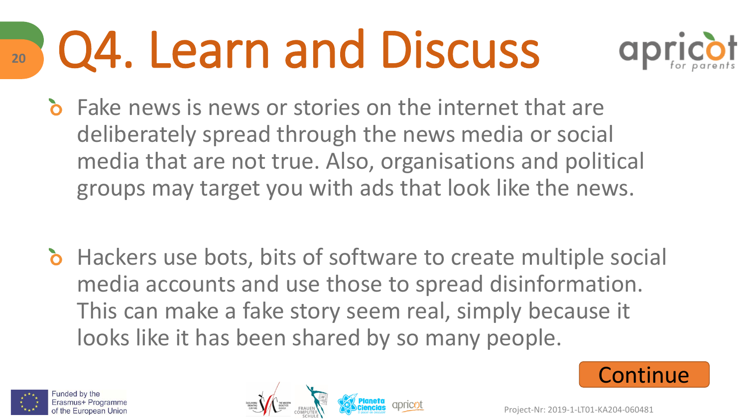# Q4. Learn and Discuss

- Fake news is news or stories on the internet that are deliberately spread through the news media or social media that are not true. Also, organisations and political groups may target you with ads that look like the news.

- Hackers use bots, bits of software to create multiple social media accounts and use those to spread disinformation. This can make a fake story seem real, simply because it looks like it has been shared by so many people.

Continue

Funded by the Erasmus+ Programme of the European Union

Project-Nr: 2019-1-LT01-KA204-060481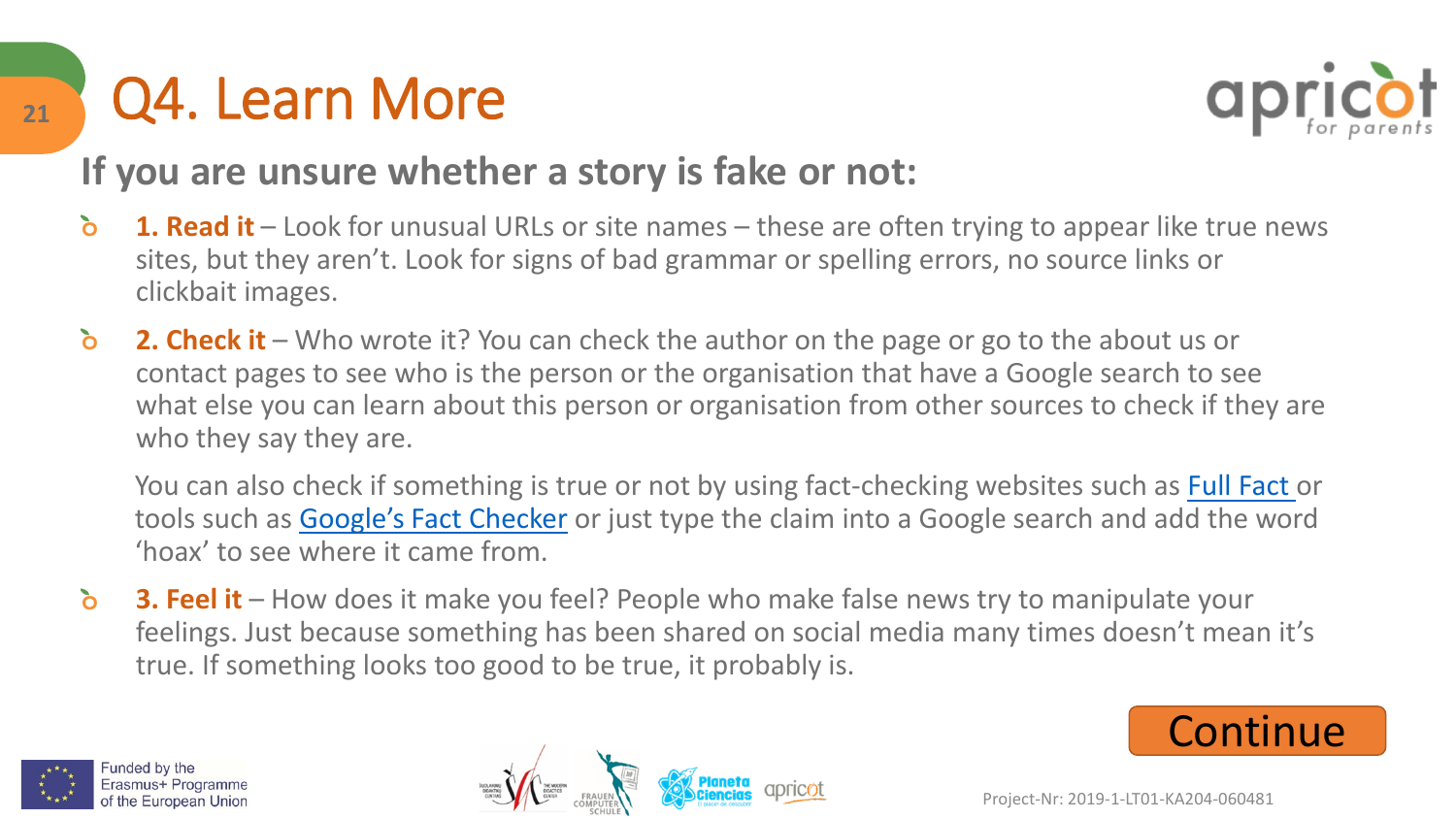# Q4. Learn More

## If you are unsure whether a story is fake or not:

- **1. Read it** – Look for unusual URLs or site names – these are often trying to appear like true news sites, but they aren't. Look for signs of bad grammar or spelling errors, no source links or clickbait images.
- **2. Check it** – Who wrote it? You can check the author on the page or go to the about us or contact pages to see who is the person or the organisation that have a Google search to see what else you can learn about this person or organisation from other sources to check if they are who they say they are.

  You can also check if something is true or not by using fact-checking websites such as Full Fact or tools such as Google's Fact Checker or just type the claim into a Google search and add the word 'hoax' to see where it came from.
- **3. Feel it** – How does it make you feel? People who make false news try to manipulate your feelings. Just because something has been shared on social media many times doesn't mean it's true. If something looks too good to be true, it probably is.

Continue

Funded by the Erasmus+ Programme of the European Union

Project-Nr: 2019-1-LT01-KA204-060481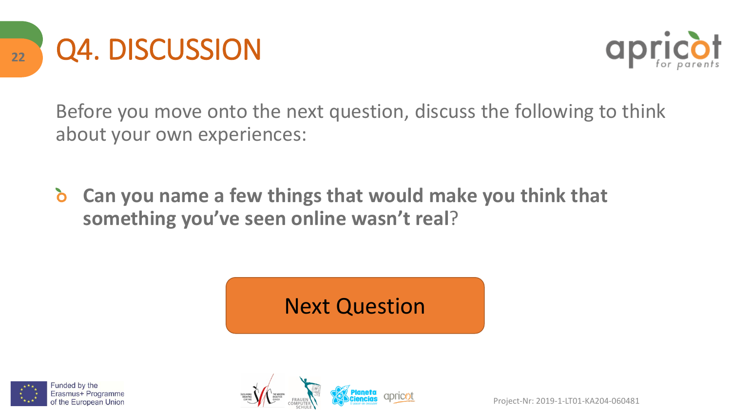# Q4. DISCUSSION

Before you move onto the next question, discuss the following to think about your own experiences:

- **Can you name a few things that would make you think that something you've seen online wasn't real**?

Next Question

Funded by the Erasmus+ Programme of the European Union

Project-Nr: 2019-1-LT01-KA204-060481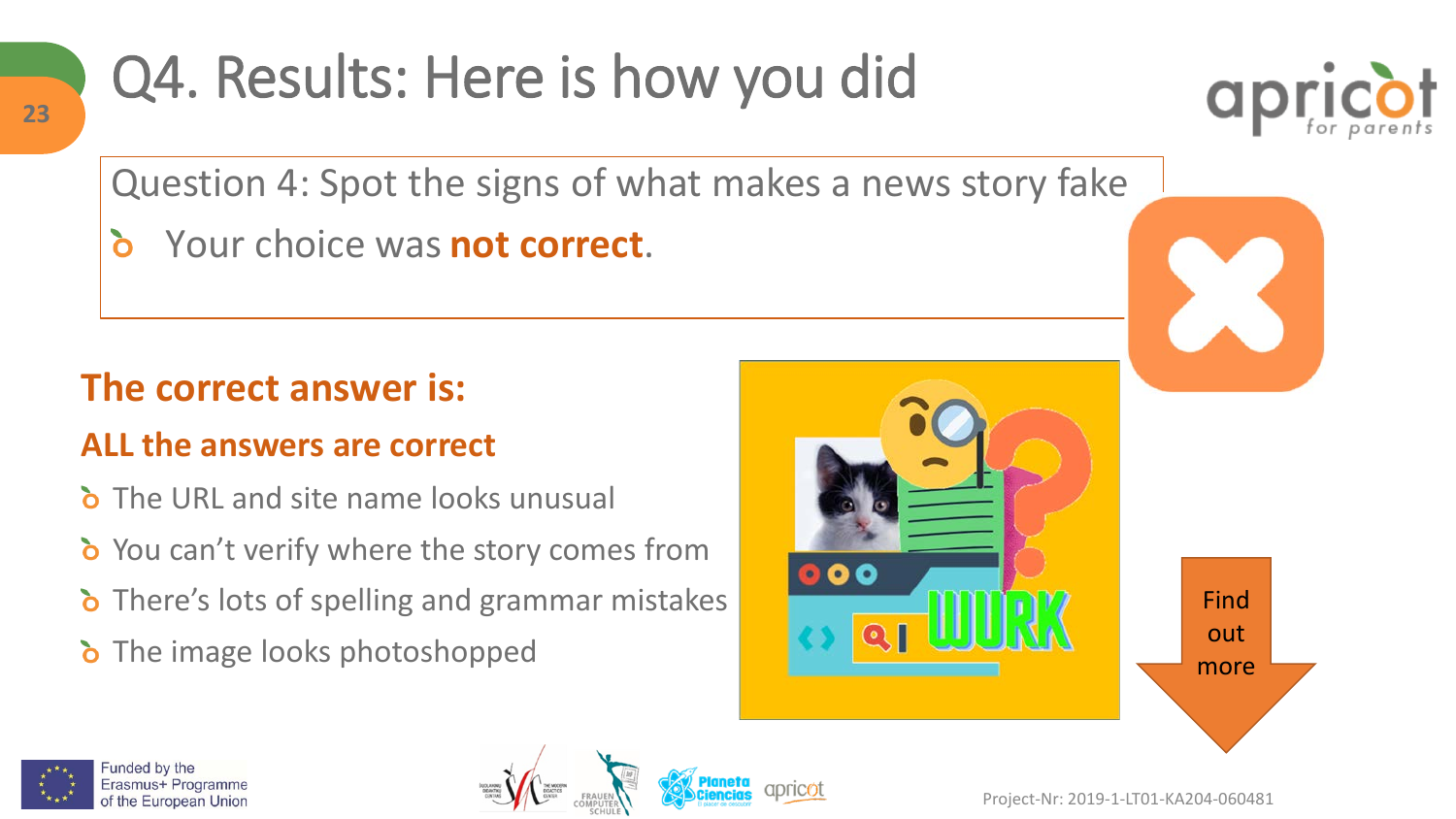# Q4. Results: Here is how you did

Question 4: Spot the signs of what makes a news story fake

- Your choice was **not correct**.

## The correct answer is:

### ALL the answers are correct

- The URL and site name looks unusual
- You can't verify where the story comes from
- There's lots of spelling and grammar mistakes
- The image looks photoshopped

Find out more

Funded by the Erasmus+ Programme of the European Union

Project-Nr: 2019-1-LT01-KA204-060481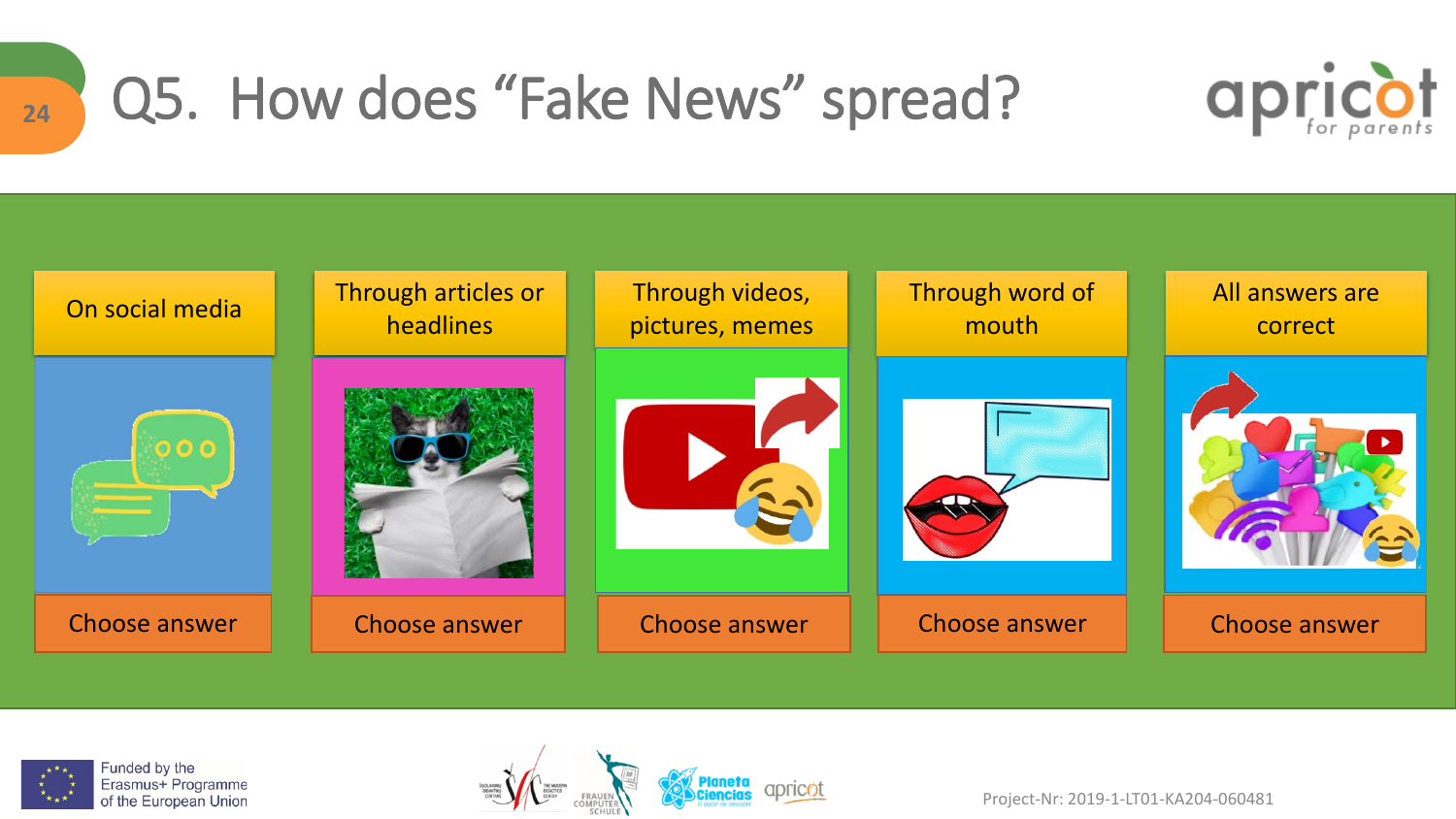# Q5. How does "Fake News" spread?

| On social media | Through articles or headlines | Through videos, pictures, memes | Through word of mouth | All answers are correct |
|---|---|---|---|---|
| Choose answer | Choose answer | Choose answer | Choose answer | Choose answer |

Funded by the Erasmus+ Programme of the European Union

Project-Nr: 2019-1-LT01-KA204-060481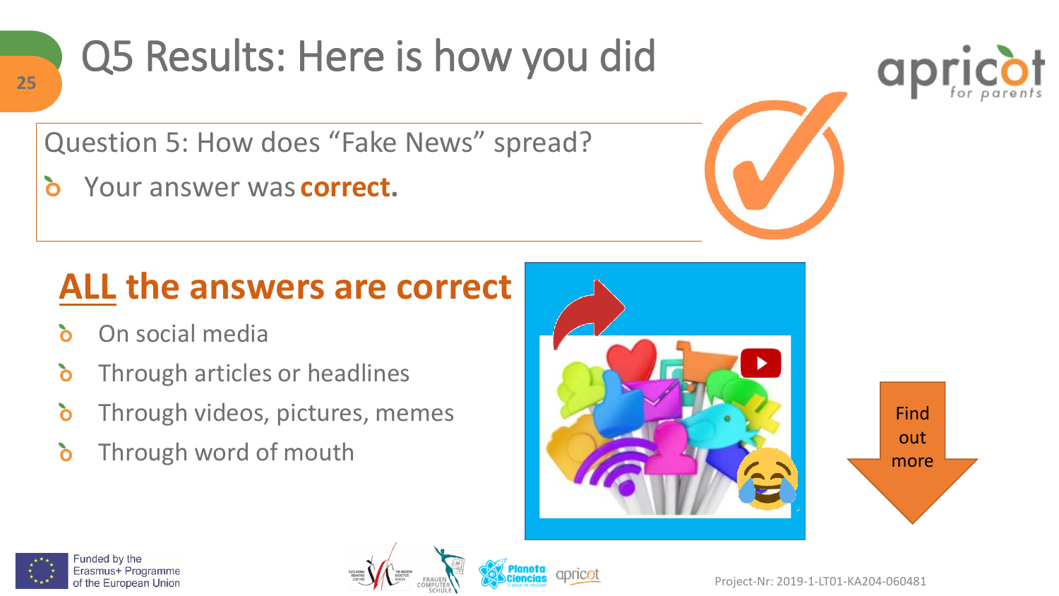# Q5 Results: Here is how you did

Question 5: How does "Fake News" spread?

- Your answer was **correct**.

## ALL the answers are correct

- On social media
- Through articles or headlines
- Through videos, pictures, memes
- Through word of mouth

Find out more

Funded by the Erasmus+ Programme of the European Union

Project-Nr: 2019-1-LT01-KA204-060481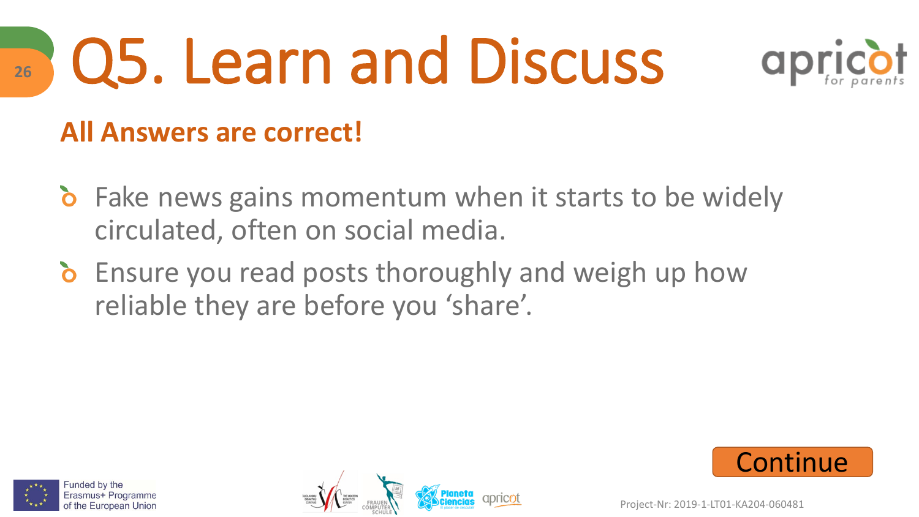# Q5. Learn and Discuss

**All Answers are correct!**

- Fake news gains momentum when it starts to be widely circulated, often on social media.
- Ensure you read posts thoroughly and weigh up how reliable they are before you ‘share’.

Continue

Funded by the Erasmus+ Programme of the European Union

Project-Nr: 2019-1-LT01-KA204-060481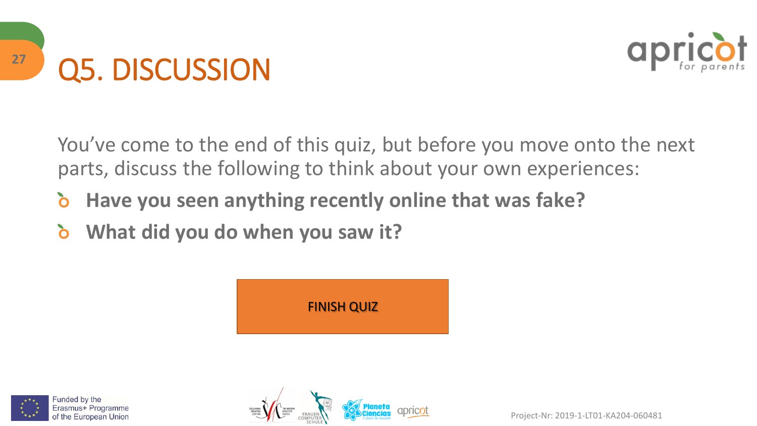# Q5. DISCUSSION

You've come to the end of this quiz, but before you move onto the next parts, discuss the following to think about your own experiences:

- **Have you seen anything recently online that was fake?**
- **What did you do when you saw it?**

FINISH QUIZ

Funded by the Erasmus+ Programme of the European Union

Project-Nr: 2019-1-LT01-KA204-060481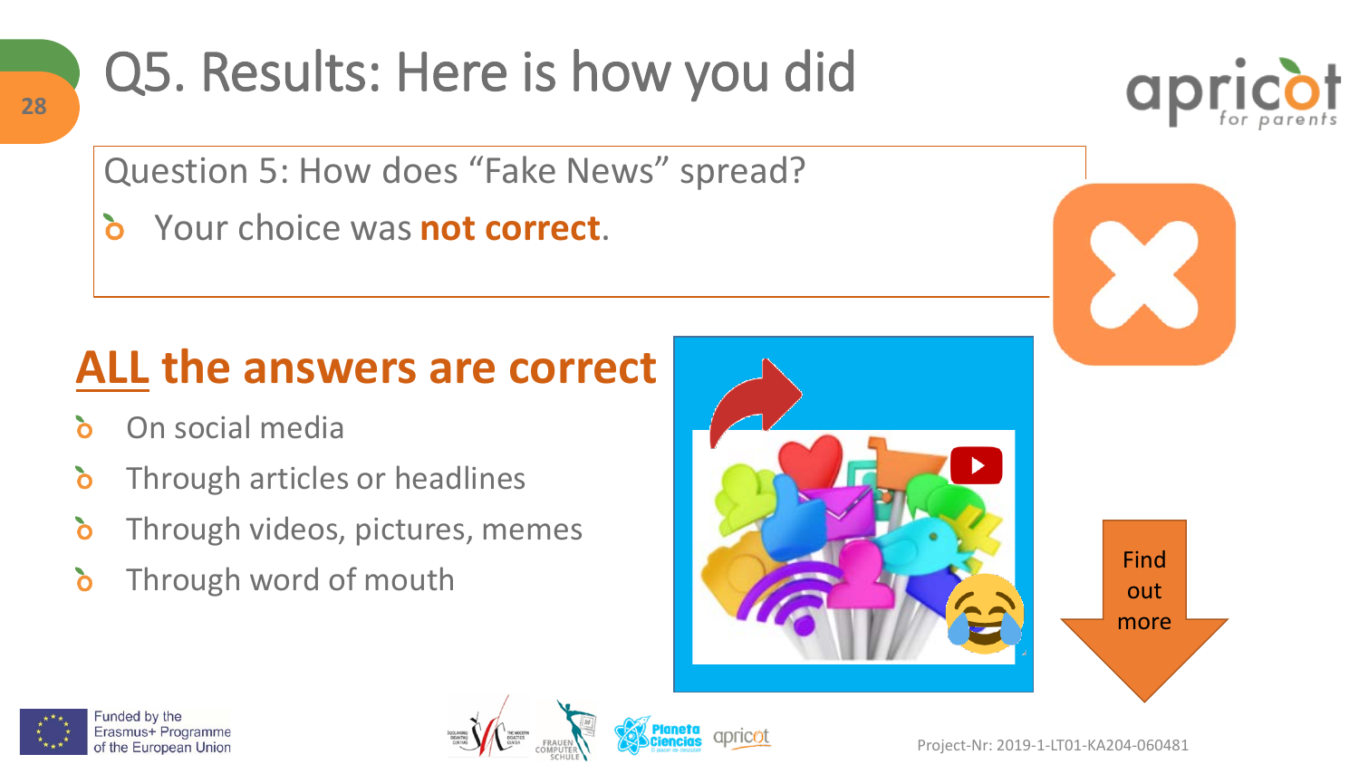# Q5. Results: Here is how you did

Question 5: How does "Fake News" spread?

- Your choice was **not correct**.

## ALL the answers are correct

- On social media
- Through articles or headlines
- Through videos, pictures, memes
- Through word of mouth

Find out more

Funded by the Erasmus+ Programme of the European Union

Project-Nr: 2019-1-LT01-KA204-060481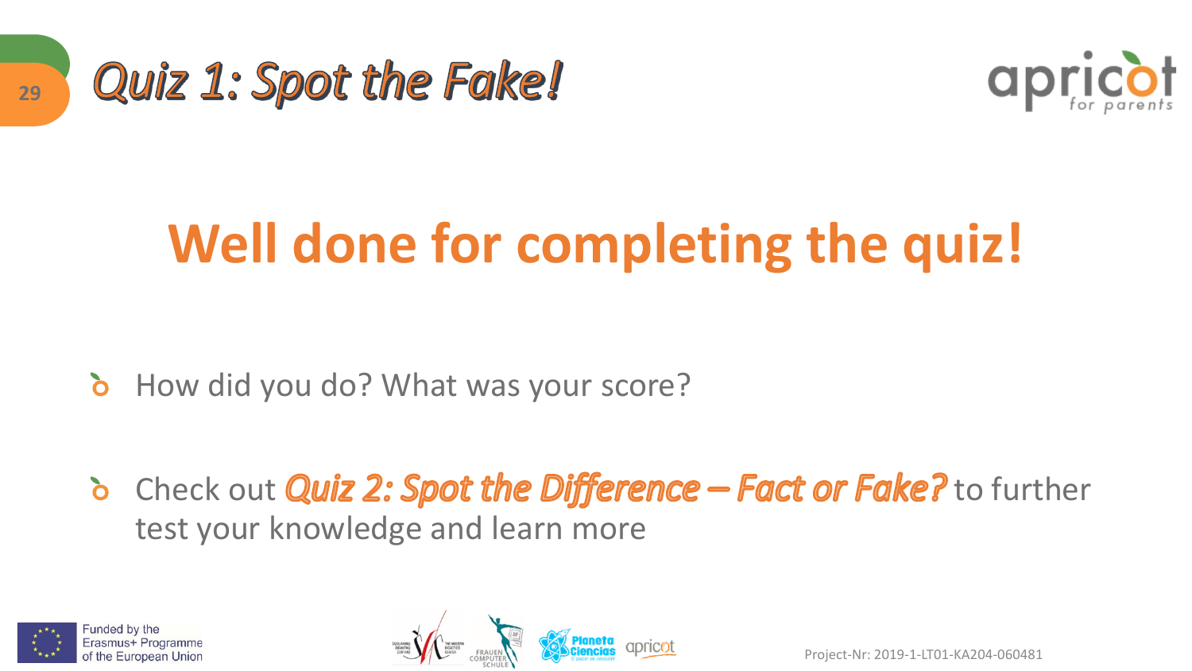# *Quiz 1: Spot the Fake!*

## Well done for completing the quiz!

- How did you do? What was your score?
- Check out ***Quiz 2: Spot the Difference – Fact or Fake?*** to further test your knowledge and learn more

Funded by the Erasmus+ Programme of the European Union

Project-Nr: 2019-1-LT01-KA204-060481